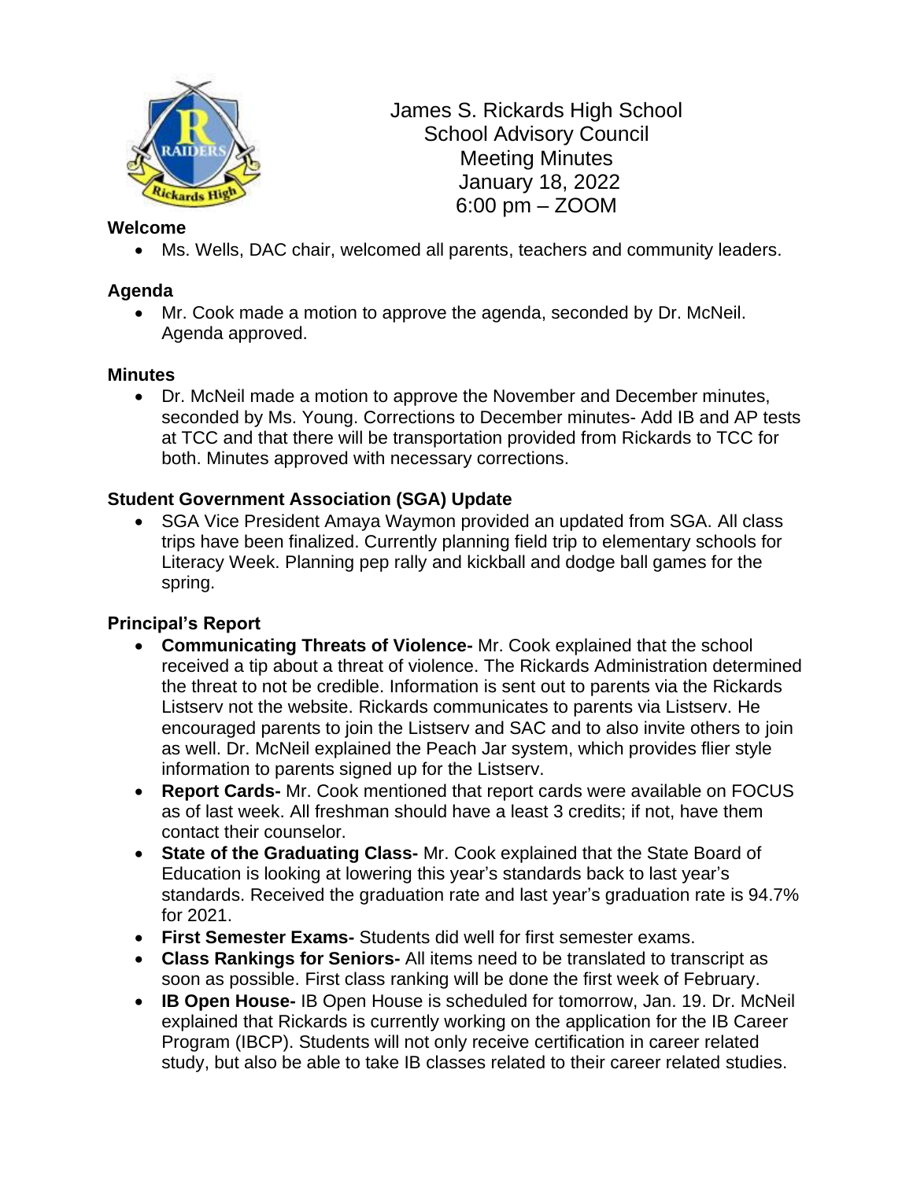# James S. Rickards High School
## School Advisory Council
## Meeting Minutes
## January 18, 2022
## 6:00 pm – ZOOM

**Welcome**

- Ms. Wells, DAC chair, welcomed all parents, teachers and community leaders.

**Agenda**

- Mr. Cook made a motion to approve the agenda, seconded by Dr. McNeil. Agenda approved.

**Minutes**

- Dr. McNeil made a motion to approve the November and December minutes, seconded by Ms. Young. Corrections to December minutes- Add IB and AP tests at TCC and that there will be transportation provided from Rickards to TCC for both. Minutes approved with necessary corrections.

**Student Government Association (SGA) Update**

- SGA Vice President Amaya Waymon provided an updated from SGA. All class trips have been finalized. Currently planning field trip to elementary schools for Literacy Week. Planning pep rally and kickball and dodge ball games for the spring.

**Principal's Report**

- **Communicating Threats of Violence-** Mr. Cook explained that the school received a tip about a threat of violence. The Rickards Administration determined the threat to not be credible. Information is sent out to parents via the Rickards Listserv not the website. Rickards communicates to parents via Listserv. He encouraged parents to join the Listserv and SAC and to also invite others to join as well. Dr. McNeil explained the Peach Jar system, which provides flier style information to parents signed up for the Listserv.
- **Report Cards-** Mr. Cook mentioned that report cards were available on FOCUS as of last week. All freshman should have a least 3 credits; if not, have them contact their counselor.
- **State of the Graduating Class-** Mr. Cook explained that the State Board of Education is looking at lowering this year's standards back to last year's standards. Received the graduation rate and last year's graduation rate is 94.7% for 2021.
- **First Semester Exams-** Students did well for first semester exams.
- **Class Rankings for Seniors-** All items need to be translated to transcript as soon as possible. First class ranking will be done the first week of February.
- **IB Open House-** IB Open House is scheduled for tomorrow, Jan. 19. Dr. McNeil explained that Rickards is currently working on the application for the IB Career Program (IBCP). Students will not only receive certification in career related study, but also be able to take IB classes related to their career related studies.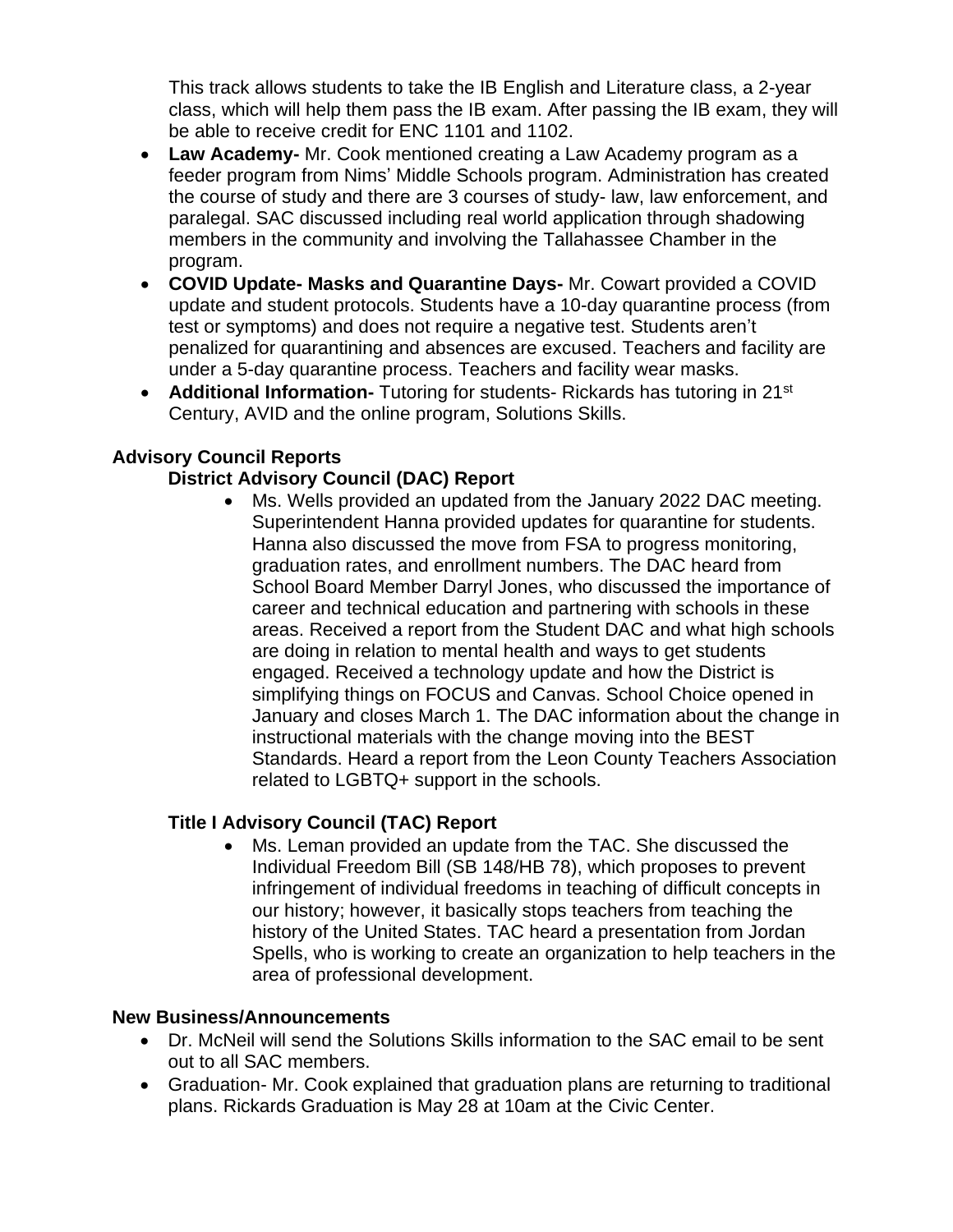This track allows students to take the IB English and Literature class, a 2-year class, which will help them pass the IB exam. After passing the IB exam, they will be able to receive credit for ENC 1101 and 1102.

- **Law Academy-** Mr. Cook mentioned creating a Law Academy program as a feeder program from Nims' Middle Schools program. Administration has created the course of study and there are 3 courses of study- law, law enforcement, and paralegal. SAC discussed including real world application through shadowing members in the community and involving the Tallahassee Chamber in the program.
- **COVID Update- Masks and Quarantine Days-** Mr. Cowart provided a COVID update and student protocols. Students have a 10-day quarantine process (from test or symptoms) and does not require a negative test. Students aren't penalized for quarantining and absences are excused. Teachers and facility are under a 5-day quarantine process. Teachers and facility wear masks.
- **Additional Information-** Tutoring for students- Rickards has tutoring in 21st Century, AVID and the online program, Solutions Skills.

## Advisory Council Reports

### District Advisory Council (DAC) Report

- Ms. Wells provided an updated from the January 2022 DAC meeting. Superintendent Hanna provided updates for quarantine for students. Hanna also discussed the move from FSA to progress monitoring, graduation rates, and enrollment numbers. The DAC heard from School Board Member Darryl Jones, who discussed the importance of career and technical education and partnering with schools in these areas. Received a report from the Student DAC and what high schools are doing in relation to mental health and ways to get students engaged. Received a technology update and how the District is simplifying things on FOCUS and Canvas. School Choice opened in January and closes March 1. The DAC information about the change in instructional materials with the change moving into the BEST Standards. Heard a report from the Leon County Teachers Association related to LGBTQ+ support in the schools.

### Title I Advisory Council (TAC) Report

- Ms. Leman provided an update from the TAC. She discussed the Individual Freedom Bill (SB 148/HB 78), which proposes to prevent infringement of individual freedoms in teaching of difficult concepts in our history; however, it basically stops teachers from teaching the history of the United States. TAC heard a presentation from Jordan Spells, who is working to create an organization to help teachers in the area of professional development.

## New Business/Announcements

- Dr. McNeil will send the Solutions Skills information to the SAC email to be sent out to all SAC members.
- Graduation- Mr. Cook explained that graduation plans are returning to traditional plans. Rickards Graduation is May 28 at 10am at the Civic Center.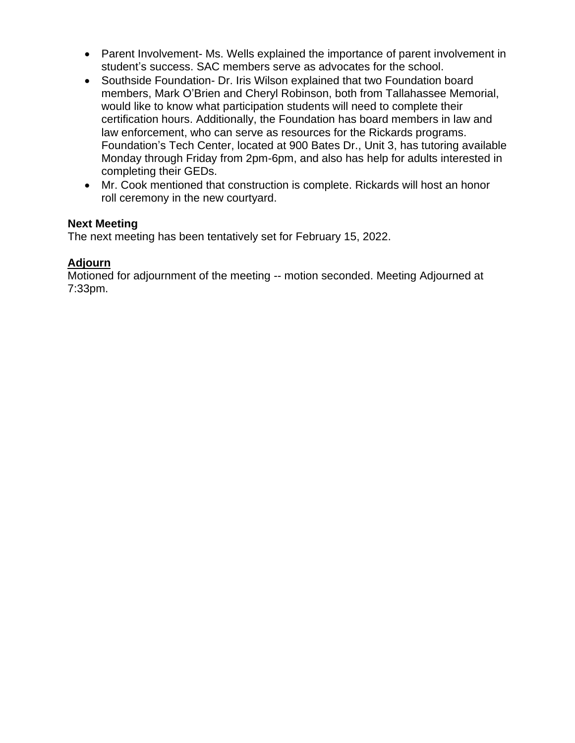- Parent Involvement- Ms. Wells explained the importance of parent involvement in student's success. SAC members serve as advocates for the school.
- Southside Foundation- Dr. Iris Wilson explained that two Foundation board members, Mark O'Brien and Cheryl Robinson, both from Tallahassee Memorial, would like to know what participation students will need to complete their certification hours. Additionally, the Foundation has board members in law and law enforcement, who can serve as resources for the Rickards programs. Foundation's Tech Center, located at 900 Bates Dr., Unit 3, has tutoring available Monday through Friday from 2pm-6pm, and also has help for adults interested in completing their GEDs.
- Mr. Cook mentioned that construction is complete. Rickards will host an honor roll ceremony in the new courtyard.

**Next Meeting**

The next meeting has been tentatively set for February 15, 2022.

**<u>Adjourn</u>**

Motioned for adjournment of the meeting -- motion seconded. Meeting Adjourned at 7:33pm.